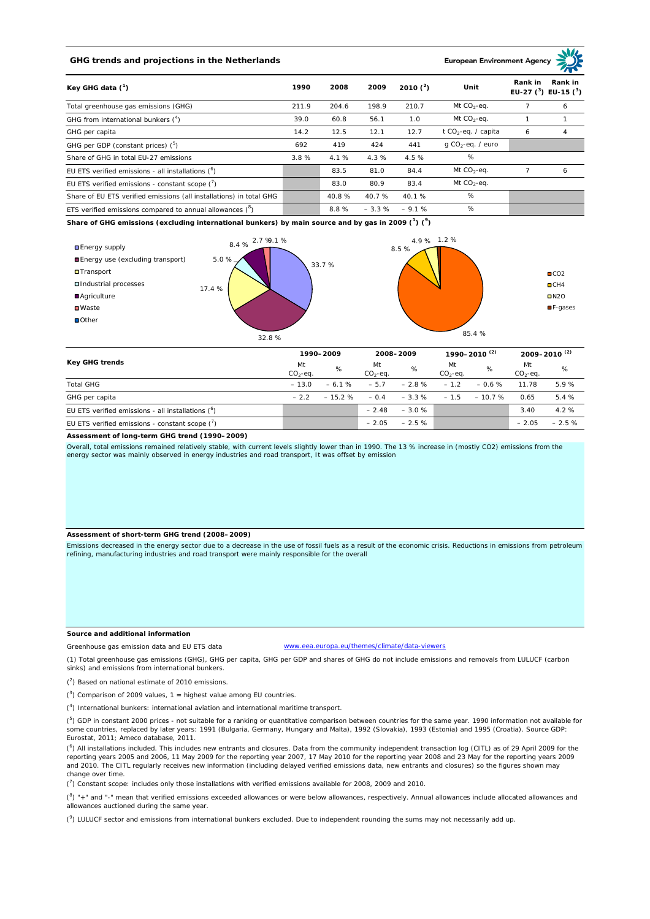## GHG trends and projections in the Netherlands

European Environment Agency

| Key GHG data [1] | 1990 | 2008 | 2009 | 2010 [2] | Unit | Rank in EU-27 [3] | Rank in EU-15 [3] |
|---|---|---|---|---|---|---|---|
| Total greenhouse gas emissions (GHG) | 211.9 | 204.6 | 198.9 | 210.7 | Mt $CO_2$-eq. | 7 | 6 |
| GHG from international bunkers [4] | 39.0 | 60.8 | 56.1 | 1.0 | Mt $CO_2$-eq. | 1 | 1 |
| GHG per capita | 14.2 | 12.5 | 12.1 | 12.7 | t $CO_2$-eq. / capita | 6 | 4 |
| GHG per GDP (constant prices) [5] | 692 | 419 | 424 | 441 | g $CO_2$-eq. / euro | | |
| Share of GHG in total EU-27 emissions | 3.8 % | 4.1 % | 4.3 % | 4.5 % | % | | |
| EU ETS verified emissions - all installations [6] | | 83.5 | 81.0 | 84.4 | Mt $CO_2$-eq. | 7 | 6 |
| EU ETS verified emissions - constant scope [7] | | 83.0 | 80.9 | 83.4 | Mt $CO_2$-eq. | | |
| Share of EU ETS verified emissions (all installations) in total GHG | | 40.8 % | 40.7 % | 40.1 % | % | | |
| ETS verified emissions compared to annual allowances [8] | | 8.8 % | – 3.3 % | – 9.1 % | % | | |

**Share of GHG emissions (excluding international bunkers) by main source and by gas in 2009 [1] [9]**

By main source: Energy supply 33.7 %; Energy use (excluding transport) 32.8 %; Transport 17.4 %; Industrial processes 5.0 %; Agriculture 8.4 %; Waste 2.7 %; Other 0.1 %

By gas: CO2 85.4 %; CH4 8.5 %; N2O 4.9 %; F-gases 1.2 %

| Key GHG trends | 1990–2009 | | 2008–2009 | | 1990–2010 [2] | | 2009–2010 [2] | |
|---|---|---|---|---|---|---|---|---|
| | Mt $CO_2$-eq. | % | Mt $CO_2$-eq. | % | Mt $CO_2$-eq. | % | Mt $CO_2$-eq. | % |
| Total GHG | – 13.0 | – 6.1 % | – 5.7 | – 2.8 % | – 1.2 | – 0.6 % | 11.78 | 5.9 % |
| GHG per capita | – 2.2 | – 15.2 % | – 0.4 | – 3.3 % | – 1.5 | – 10.7 % | 0.65 | 5.4 % |
| EU ETS verified emissions - all installations [6] | | | – 2.48 | – 3.0 % | | | 3.40 | 4.2 % |
| EU ETS verified emissions - constant scope [7] | | | – 2.05 | – 2.5 % | | | – 2.05 | – 2.5 % |

**Assessment of long-term GHG trend (1990–2009)**

Overall, total emissions remained relatively stable, with current levels slightly lower than in 1990. The 13 % increase in (mostly CO2) emissions from the energy sector was mainly observed in energy industries and road transport, It was offset by emission

**Assessment of short-term GHG trend (2008–2009)**

Emissions decreased in the energy sector due to a decrease in the use of fossil fuels as a result of the economic crisis. Reductions in emissions from petroleum refining, manufacturing industries and road transport were mainly responsible for the overall

**Source and additional information**

Greenhouse gas emission data and EU ETS data www.eea.europa.eu/themes/climate/data-viewers

(1) Total greenhouse gas emissions (GHG), GHG per capita, GHG per GDP and shares of GHG do not include emissions and removals from LULUCF (carbon sinks) and emissions from international bunkers.

(2) Based on national estimate of 2010 emissions.

(3) Comparison of 2009 values, 1 = highest value among EU countries.

(4) International bunkers: international aviation and international maritime transport.

(5) GDP in constant 2000 prices - not suitable for a ranking or quantitative comparison between countries for the same year. 1990 information not available for some countries, replaced by later years: 1991 (Bulgaria, Germany, Hungary and Malta), 1992 (Slovakia), 1993 (Estonia) and 1995 (Croatia). Source GDP: Eurostat, 2011; Ameco database, 2011.

(6) All installations included. This includes new entrants and closures. Data from the community independent transaction log (CITL) as of 29 April 2009 for the reporting years 2005 and 2006, 11 May 2009 for the reporting year 2007, 17 May 2010 for the reporting year 2008 and 23 May for the reporting years 2009 and 2010. The CITL regularly receives new information (including delayed verified emissions data, new entrants and closures) so the figures shown may change over time.

(7) Constant scope: includes only those installations with verified emissions available for 2008, 2009 and 2010.

(8) "+" and "-" mean that verified emissions exceeded allowances or were below allowances, respectively. Annual allowances include allocated allowances and allowances auctioned during the same year.

(9) LULUCF sector and emissions from international bunkers excluded. Due to independent rounding the sums may not necessarily add up.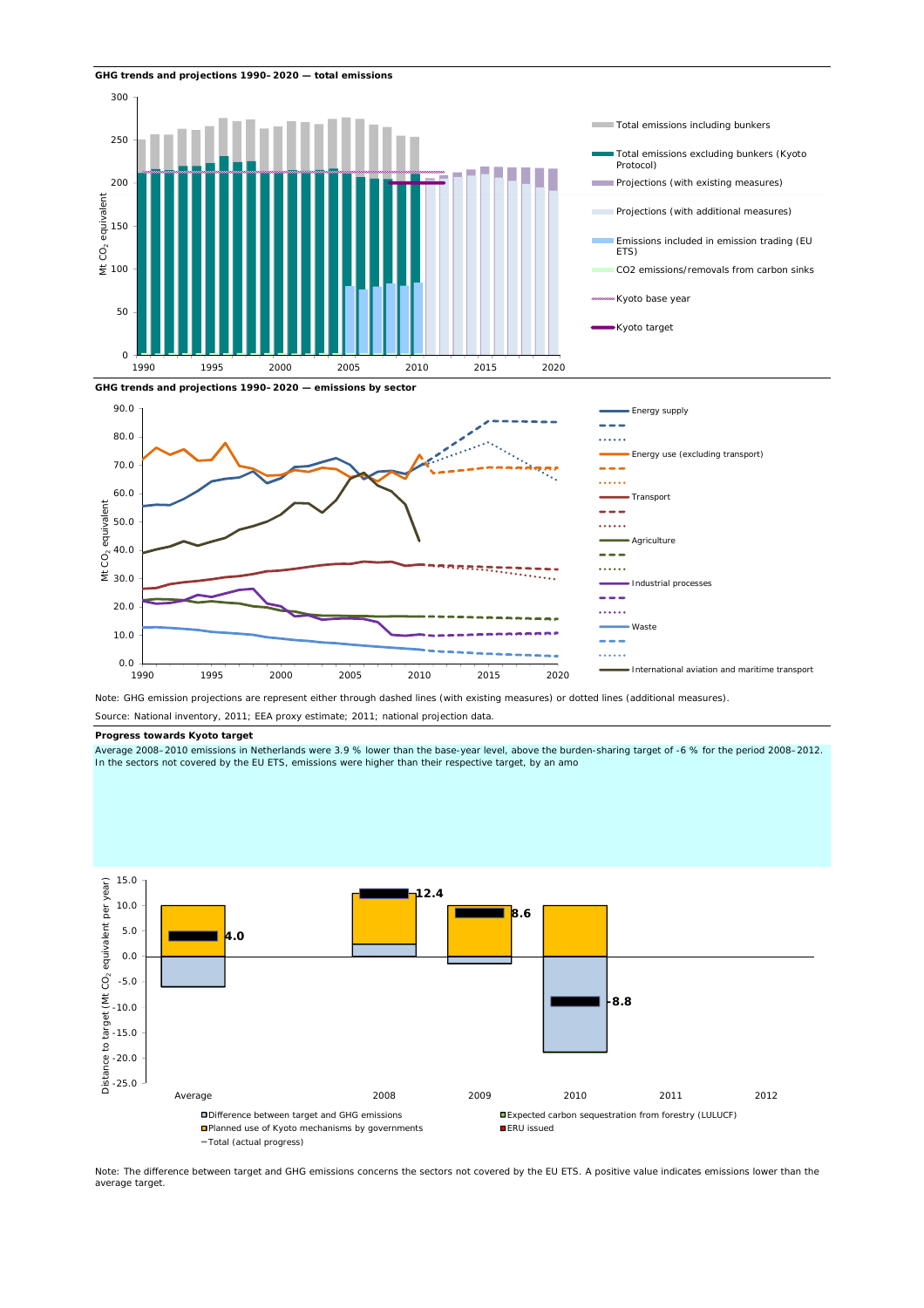**GHG trends and projections 1990–2020 — total emissions**

300
250
200
150
100
50
0

Mt $CO_2$ equivalent

1990 1995 2000 2005 2010 2015 2020

Total emissions including bunkers

Total emissions excluding bunkers (Kyoto Protocol)

Projections (with existing measures)

Projections (with additional measures)

Emissions included in emission trading (EU ETS)

CO2 emissions/removals from carbon sinks

Kyoto base year

Kyoto target

**GHG trends and projections 1990–2020 — emissions by sector**

90.0
80.0
70.0
60.0
50.0
40.0
30.0
20.0
10.0
0.0

Mt $CO_2$ equivalent

1990 1995 2000 2005 2010 2015 2020

Energy supply

Energy use (excluding transport)

Transport

Agriculture

Industrial processes

Waste

International aviation and maritime transport

Note: GHG emission projections are represent either through dashed lines (with existing measures) or dotted lines (additional measures).

Source: National inventory, 2011; EEA proxy estimate; 2011; national projection data.

**Progress towards Kyoto target**

Average 2008–2010 emissions in Netherlands were 3.9 % lower than the base-year level, above the burden-sharing target of -6 % for the period 2008–2012. In the sectors not covered by the EU ETS, emissions were higher than their respective target, by an amo

15.0
10.0
5.0
0.0
-5.0
-10.0
-15.0
-20.0
-25.0

Distance to target (Mt $CO_2$ equivalent per year)

4.0

12.4

8.6

-8.8

Average 2008 2009 2010 2011 2012

Difference between target and GHG emissions

Expected carbon sequestration from forestry (LULUCF)

Planned use of Kyoto mechanisms by governments

ERU issued

Total (actual progress)

Note: The difference between target and GHG emissions concerns the sectors not covered by the EU ETS. A positive value indicates emissions lower than the average target.